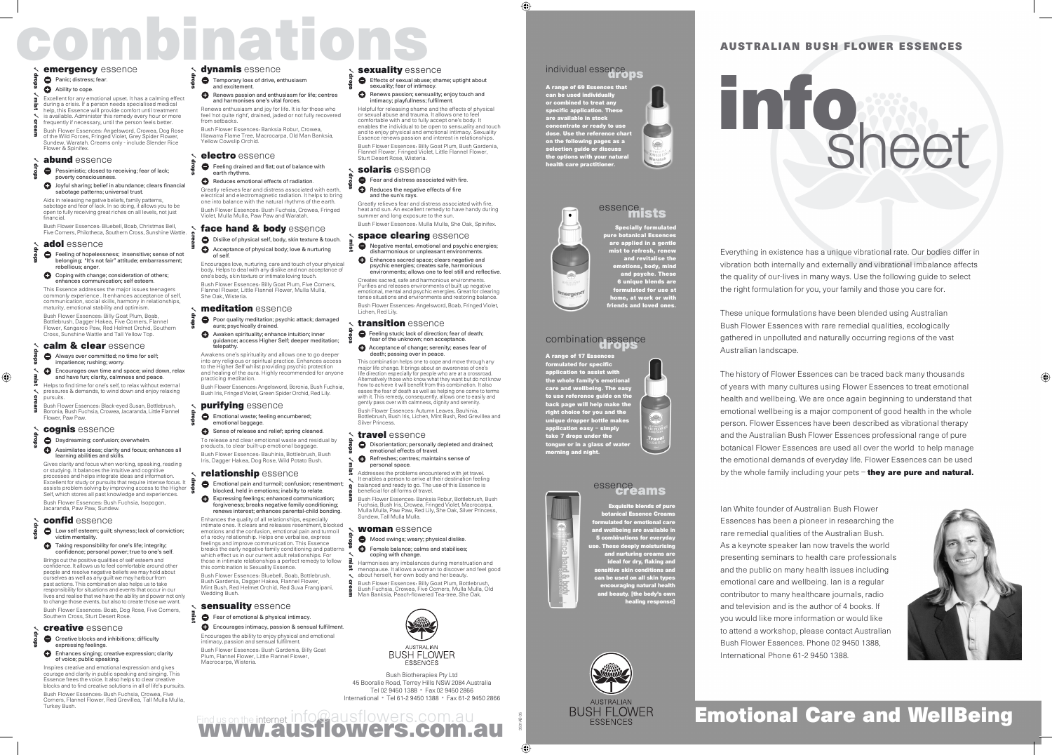# combinations

### emergency essence

✓ drops ✓ mist ✓ cream

− Panic; distress; fear.

+ Ability to cope.

Excellent for any emotional upset. It has a calming effect during a crisis. If a person needs specialised medical help, this Essence will provide comfort until treatment is available. Administer this remedy every hour or more frequently if necessary, until the person feels better.

Bush Flower Essences: Angelsword, Crowea, Dog Rose of the Wild Forces, Fringed Violet, Grey Spider Flower, Sundew, Waratah. Creams only - include Slender Rice Flower & Spinifex.

### abund essence

✓ drops

− Pessimistic; closed to receiving; fear of lack; poverty consciousness.

+ Joyful sharing; belief in abundance; clears financial sabotage patterns; universal trust.

Aids in releasing negative beliefs, family patterns, sabotage and fear of lack. In so doing, it allows you to be open to fully receiving great riches on all levels, not just financial.

Bush Flower Essences: Bluebell, Boab, Christmas Bell, Five Corners, Philotheca, Southern Cross, Sunshine Wattle.

### adol essence

✓ drops

− Feeling of hopelessness; insensitive; sense of not belonging; "It's not fair" attitude; embarrassment; rebellious; anger.

+ Coping with change; consideration of others; enhances communication; self esteem.

This Essence addresses the major issues teenagers commonly experience. It enhances acceptance of self, communication, social skills, harmony in relationships, maturity, emotional stability and optimism.

Bush Flower Essences: Billy Goat Plum, Boab, Bottlebrush, Dagger Hakea, Five Corners, Flannel Flower, Kangaroo Paw, Red Helmet Orchid, Southern Cross, Sunshine Wattle and Tall Yellow Top.

### calm & clear essence

✓ drops ✓ mist ✓ cream

− Always over committed; no time for self; impatience; rushing; worry.

+ Encourages own time and space; wind down, relax and have fun; clarity, calmness and peace.

Helps to find time for one's self, to relax without external pressures & demands, to wind down and enjoy relaxing pursuits.

Bush Flower Essences: Black-eyed Susan, Bottlebrush, Boronia, Bush Fuchsia, Crowea, Jacaranda, Little Flannel Flower, Paw Paw.

### cognis essence

✓ drops

− Daydreaming; confusion; overwhelm.

+ Assimilates ideas; clarity and focus; enhances all learning abilities and skills.

Gives clarity and focus when working, speaking, reading or studying. It balances the intuitive and cognitive processes and helps integrate ideas and information. Excellent for study or pursuits that require intense focus. It assists problem solving by improving access to the Higher Self, which stores all past knowledge and experiences.

Bush Flower Essences: Bush Fuchsia, Isopogon, Jacaranda, Paw Paw, Sundew.

### confid essence

✓ drops

− Low self esteem; guilt; shyness; lack of conviction; victim mentality.

+ Taking responsibility for one's life; integrity; confidence; personal power; true to one's self.

Brings out the positive qualities of self esteem and confidence. It allows us to feel comfortable around other people and resolve negative beliefs we may hold about ourselves as well as any guilt we may harbour from past actions. This combination also helps us to take responsibility for situations and events that occur in our lives and realise that we have the ability and power not only to change those events, but also to create those we want.

Bush Flower Essences: Boab, Dog Rose, Five Corners, Southern Cross, Sturt Desert Rose.

### creative essence

✓ drops

− Creative blocks and inhibitions; difficulty expressing feelings.

+ Enhances singing; creative expression; clarity of voice; public speaking.

Inspires creative and emotional expression and gives courage and clarity in public speaking and singing. This Essence frees the voice. It also helps to clear creative blocks and to find creative solutions in all of life's pursuits.

Bush Flower Essences: Bush Fuchsia, Crowea, Five Corners, Flannel Flower, Red Grevillea, Tall Mulla Mulla, Turkey Bush.

### dynamis essence

✓ drops

− Temporary loss of drive, enthusiasm and excitement.

+ Renews passion and enthusiasm for life; centres and harmonises one's vital forces.

Renews enthusiasm and joy for life. It is for those who feel 'not quite right', drained, jaded or not fully recovered from setbacks.

Bush Flower Essences: Banksia Robur, Crowea, Illawarra Flame Tree, Macrocarpa, Old Man Banksia, Yellow Cowslip Orchid.

### electro essence

✓ drops

− Feeling drained and flat; out of balance with earth rhythms.

+ Reduces emotional effects of radiation.

Greatly relieves fear and distress associated with earth, electrical and electromagnetic radiation. It helps to bring one into balance with the natural rhythms of the earth.

Bush Flower Essences: Bush Fuchsia, Crowea, Fringed Violet, Mulla Mulla, Paw Paw and Waratah.

### face hand & body essence

✓ cream

− Dislike of physical self, body, skin texture & touch.

+ Acceptance of physical body; love & nurturing of self.

Encourages love, nurturing, care and touch of your physical body. Helps to deal with any dislike and non acceptance of one's body, skin texture or intimate loving touch.

Bush Flower Essences: Billy Goat Plum, Five Corners, Flannel Flower, Little Flannel Flower, Mulla Mulla, She Oak, Wisteria.

### meditation essence

✓ drops

− Poor quality meditation; psychic attack; damaged aura; psychically drained.

+ Awaken spirituality; enhance intuition; inner guidance; access Higher Self; deeper meditation; telepathy.

Awakens one's spirituality and allows one to go deeper into any religious or spiritual practice. Enhances access to the Higher Self whilst providing psychic protection and healing of the aura. Highly recommended for anyone practicing meditation.

Bush Flower Essences: Angelsword, Boronia, Bush Fuchsia, Bush Iris, Fringed Violet, Green Spider Orchid, Red Lily.

### purifying essence

✓ drops

− Emotional waste; feeling encumbered; emotional baggage.

+ Sense of release and relief; spring cleaned.

To release and clear emotional waste and residual by products, to clear built-up emotional baggage.

Bush Flower Essences: Bauhinia, Bottlebrush, Bush Iris, Dagger Hakea, Dog Rose, Wild Potato Bush.

### relationship essence

✓ drops

− Emotional pain and turmoil; confusion; resentment; blocked, held in emotions; inability to relate.

+ Expressing feelings; enhanced communication; forgiveness; breaks negative family conditioning; renews interest; enhances parental-child bonding.

Enhances the quality of all relationships, especially intimate ones. It clears and releases resentment, blocked emotions and the confusion, emotional pain and turmoil of a rocky relationship. Helps one verbalise, express feelings and improve communication. This Essence breaks the early negative family conditioning and patterns which effect us in our current adult relationships. For those in intimate relationships a perfect remedy to follow this combination is Sexuality Essence.

Bush Flower Essences: Bluebell, Boab, Bottlebrush, Bush Gardenia, Dagger Hakea, Flannel Flower, Mint Bush, Red Helmet Orchid, Red Suva Frangipani, Wedding Bush.

### sensuality essence

✓ mist

− Fear of emotional & physical intimacy.

+ Encourages intimacy, passion & sensual fulfilment.

Encourages the ability to enjoy physical and emotional intimacy, passion and sensual fulfilment.

Bush Flower Essences: Bush Gardenia, Billy Goat Plum, Flannel Flower, Little Flannel Flower, Macrocarpa, Wisteria.

### sexuality essence

✓ drops

− Effects of sexual abuse; shame; uptight about sexuality; fear of intimacy.

+ Renews passion; sensuality; enjoy touch and intimacy; playfulness; fulfilment.

Helpful for releasing shame and the effects of physical or sexual abuse and trauma. It allows one to feel comfortable with and to fully accept one's body. It enables the individual to be open to sensuality and touch and to enjoy physical and emotional intimacy. Sexuality Essence renews passion and interest in relationships.

Bush Flower Essences: Billy Goat Plum, Bush Gardenia, Flannel Flower, Fringed Violet, Little Flannel Flower, Sturt Desert Rose, Wisteria.

### solaris essence

✓ drops

− Fear and distress associated with fire.

+ Reduces the negative effects of fire and the sun's rays.

Greatly relieves fear and distress associated with fire, heat and sun. An excellent remedy to have handy during summer and long exposure to the sun.

Bush Flower Essences: Mulla Mulla, She Oak, Spinifex.

### space clearing essence

✓ mist

− Negative mental, emotional and psychic energies; disharmonious or unpleasant environments.

+ Enhances sacred space; clears negative and psychic energies; creates safe, harmonious environments; allows one to feel still and reflective.

Creates sacred, safe and harmonious environments. Purifies and releases environments of built up negative emotional, mental and psychic energies. Great for clearing tense situations and environments and restoring balance.

Bush Flower Essences: Angelsword, Boab, Fringed Violet, Lichen, Red Lily.

### transition essence

✓ drops

− Feeling stuck; lack of direction; fear of death; fear of the unknown; non acceptance.

+ Acceptance of change; serenity; eases fear of death; passing over in peace.

This combination helps one to cope and move through any major life change. It brings about an awareness of one's life direction especially for people who are at a crossroad. Alternatively those who know what they want but do not know how to achieve it will benefit from this combination. It also eases the fear of death as well as helping one come to terms with it. This remedy, consequently, allows one to easily and gently pass over with calmness, dignity and serenity.

Bush Flower Essences: Autumn Leaves, Bauhinia, Bottlebrush, Bush Iris, Lichen, Mint Bush, Red Grevillea and Silver Princess.

### travel essence

✓ drops ✓ mist ✓ cream

− Disorientation; personally depleted and drained; emotional effects of travel.

+ Refreshes; centres; maintains sense of personal space.

Addresses the problems encountered with jet travel. It enables a person to arrive at their destination feeling balanced and ready to go. The use of this Essence is beneficial for all forms of travel.

Bush Flower Essences: Banksia Robur, Bottlebrush, Bush Fuchsia, Bush Iris, Crowea, Fringed Violet, Macrocarpa, Mulla Mulla, Paw Paw, Red Lily, She Oak, Silver Princess, Sundew, Tall Mulla Mulla.

### woman essence

✓ drops ✓ mist ✓ cream

− Mood swings; weary; physical dislike.

+ Female balance; calms and stabilises; coping with change.

Harmonises any imbalances during menstruation and menopause. It allows a woman to discover and feel good about herself, her own body and her beauty.

Bush Flower Essences: Billy Goat Plum, Bottlebrush, Bush Fuchsia, Crowea, Five Corners, Mulla Mulla, Old Man Banksia, Peach-flowered Tea-tree, She Oak.

AUSTRALIAN BUSH FLOWER ESSENCES

Bush Biotherapies Pty Ltd
45 Booralie Road, Terrey Hills NSW 2084 Australia
Tel 02 9450 1388 • Fax 02 9450 2866
International • Tel 61-2 9450 1388 • Fax 61-2 9450 2866

Find us on the internet info@ausflowers.com.au
**www.ausflowers.com.au**

## individual essence drops

**A range of 69 Essences that can be used individually or combined to treat any specific application. These are available in stock concentrate or ready to use dose. Use the reference chart on the following pages as a selection guide or discuss the options with your natural health care practitioner.**

## essence mists

**Specially formulated pure botanical Essences are applied in a gentle mist to refresh, renew and revitalise the emotions, body, mind and psyche. These 6 unique blends are formulated for use at home, at work or with friends and loved ones.**

## combination essence drops

**A range of 17 Essences formulated for specific application to assist with the whole family's emotional care and wellbeing. The easy to use reference guide on the back page will help make the right choice for you and the unique dropper bottle makes application easy – simply take 7 drops under the tongue or in a glass of water morning and night.**

## essence creams

**Exquisite blends of pure botanical Essence Creams formulated for emotional care and wellbeing are available in 5 combinations for everyday use. These deeply moisturising and nurturing creams are ideal for dry, flaking and sensitive skin conditions and can be used on all skin types encouraging natural health and beauty. [the body's own healing response]**

AUSTRALIAN BUSH FLOWER ESSENCES

# AUSTRALIAN BUSH FLOWER ESSENCES

# info sheet

Everything in existence has a unique vibrational rate. Our bodies differ in vibration both internally and externally and vibrational imbalance affects the quality of our-lives in many ways. Use the following guide to select the right formulation for you, your family and those you care for.

These unique formulations have been blended using Australian Bush Flower Essences with rare remedial qualities, ecologically gathered in unpolluted and naturally occurring regions of the vast Australian landscape.

The history of Flower Essences can be traced back many thousands of years with many cultures using Flower Essences to treat emotional health and wellbeing. We are once again beginning to understand that emotional wellbeing is a major component of good health in the whole person. Flower Essences have been described as vibrational therapy and the Australian Bush Flower Essences professional range of pure botanical Flower Essences are used all over the world to help manage the emotional demands of everyday life. Flower Essences can be used by the whole family including your pets – **they are pure and natural.**

Ian White founder of Australian Bush Flower Essences has been a pioneer in researching the rare remedial qualities of the Australian Bush. As a keynote speaker Ian now travels the world presenting seminars to health care professionals and the public on many health issues including emotional care and wellbeing. Ian is a regular contributor to many healthcare journals, radio and television and is the author of 4 books. If you would like more information or would like to attend a workshop, please contact Australian Bush Flower Essences. Phone 02 9450 1388, International Phone 61-2 9450 1388.

# Emotional Care and WellBeing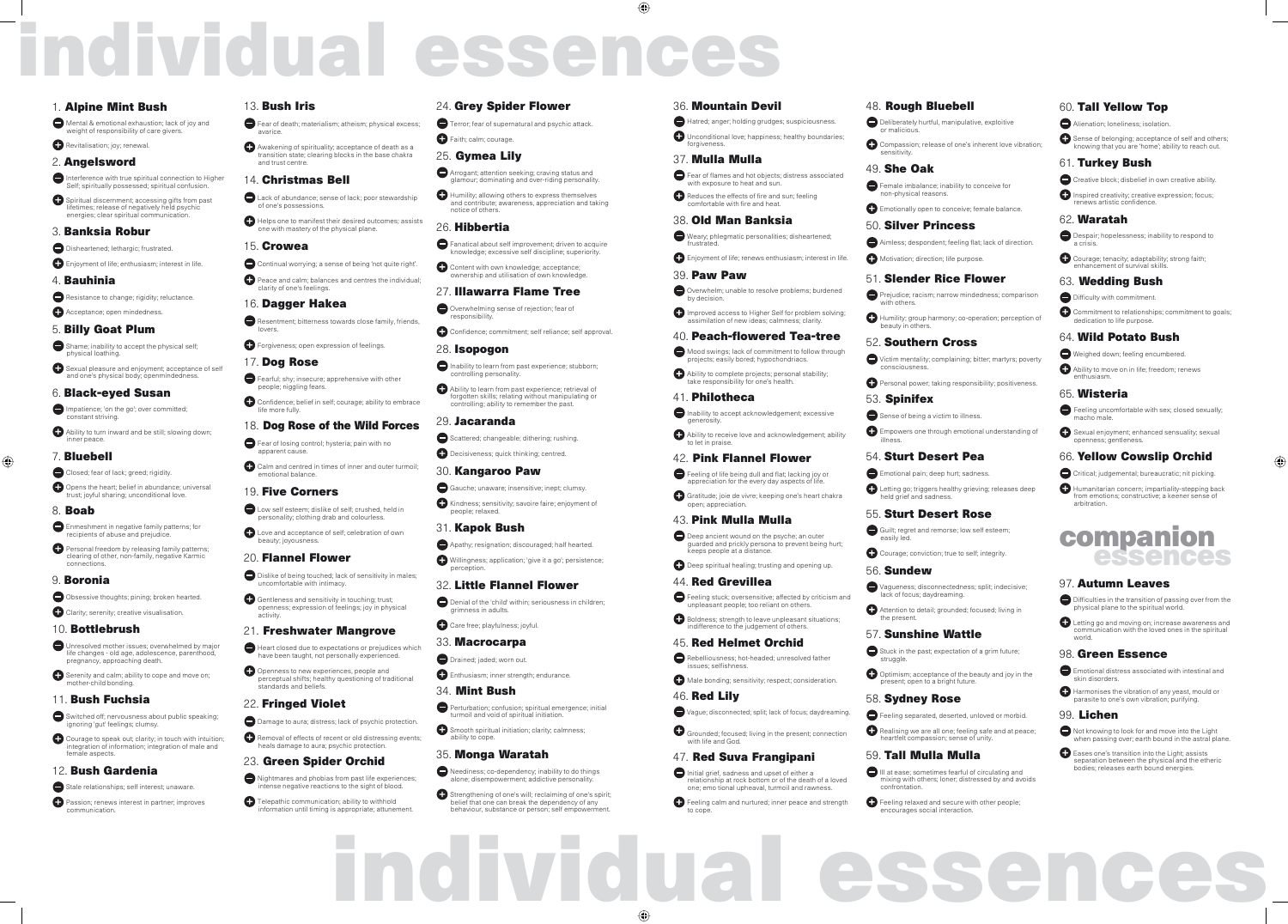# individual essences

## 1. Alpine Mint Bush

- − Mental & emotional exhaustion; lack of joy and weight of responsibility of care givers.
- + Revitalisation; joy; renewal.

## 2. Angelsword

- − Interference with true spiritual connection to Higher Self; spiritually possessed; spiritual confusion.
- + Spiritual discernment; accessing gifts from past lifetimes; release of negatively held psychic energies; clear spiritual communication.

## 3. Banksia Robur

- − Disheartened; lethargic; frustrated.
- + Enjoyment of life; enthusiasm; interest in life.

## 4. Bauhinia

- − Resistance to change; rigidity; reluctance.
- + Acceptance; open mindedness.

## 5. Billy Goat Plum

- − Shame; inability to accept the physical self; physical loathing.
- + Sexual pleasure and enjoyment; acceptance of self and one's physical body; openmindedness.

## 6. Black-eyed Susan

- − Impatience; 'on the go'; over committed; constant striving.
- + Ability to turn inward and be still; slowing down; inner peace.

## 7. Bluebell

- − Closed; fear of lack; greed; rigidity.
- + Opens the heart; belief in abundance; universal trust; joyful sharing; unconditional love.

## 8. Boab

- − Enmeshment in negative family patterns; for recipients of abuse and prejudice.
- + Personal freedom by releasing family patterns; clearing of other, non-family, negative Karmic connections.

## 9. Boronia

- − Obsessive thoughts; pining; broken hearted.
- + Clarity; serenity; creative visualisation.

## 10. Bottlebrush

- − Unresolved mother issues; overwhelmed by major life changes - old age, adolescence, parenthood, pregnancy, approaching death.
- + Serenity and calm; ability to cope and move on; mother-child bonding.

## 11. Bush Fuchsia

- − Switched off; nervousness about public speaking; ignoring 'gut' feelings; clumsy.
- + Courage to speak out; clarity; in touch with intuition; integration of information; integration of male and female aspects.

## 12. Bush Gardenia

- − Stale relationships; self interest; unaware.
- + Passion; renews interest in partner; improves communication.

## 13. Bush Iris

- − Fear of death; materialism; atheism; physical excess; avarice.
- + Awakening of spirituality; acceptance of death as a transition state; clearing blocks in the base chakra and trust centre.

## 14. Christmas Bell

- − Lack of abundance; sense of lack; poor stewardship of one's possessions.
- + Helps one to manifest their desired outcomes; assists one with mastery of the physical plane.

## 15. Crowea

- − Continual worrying; a sense of being 'not quite right'.
- + Peace and calm; balances and centres the individual; clarity of one's feelings.

## 16. Dagger Hakea

- − Resentment; bitterness towards close family, friends, lovers.
- + Forgiveness; open expression of feelings.

## 17. Dog Rose

- − Fearful; shy; insecure; apprehensive with other people; niggling fears.
- + Confidence; belief in self; courage; ability to embrace life more fully.

## 18. Dog Rose of the Wild Forces

- − Fear of losing control; hysteria; pain with no apparent cause.
- + Calm and centred in times of inner and outer turmoil; emotional balance.

## 19. Five Corners

- − Low self esteem; dislike of self; crushed, held in personality; clothing drab and colourless.
- + Love and acceptance of self; celebration of own beauty; joyousness.

## 20. Flannel Flower

- − Dislike of being touched; lack of sensitivity in males; uncomfortable with intimacy.
- + Gentleness and sensitivity in touching; trust; openness; expression of feelings; joy in physical activity.

## 21. Freshwater Mangrove

- − Heart closed due to expectations or prejudices which have been taught, not personally experienced.
- + Openness to new experiences, people and perceptual shifts; healthy questioning of traditional standards and beliefs.

## 22. Fringed Violet

- − Damage to aura; distress; lack of psychic protection.
- + Removal of effects of recent or old distressing events; heals damage to aura; psychic protection.

## 23. Green Spider Orchid

- − Nightmares and phobias from past life experiences; intense negative reactions to the sight of blood.
- + Telepathic communication; ability to withhold information until timing is appropriate; attunement.

## 24. Grey Spider Flower

- − Terror; fear of supernatural and psychic attack.
- + Faith; calm; courage.

## 25. Gymea Lily

- − Arrogant; attention seeking; craving status and glamour; dominating and over-riding personality.
- + Humility; allowing others to express themselves and contribute; awareness, appreciation and taking notice of others.

## 26. Hibbertia

- − Fanatical about self improvement; driven to acquire knowledge; excessive self discipline; superiority.
- + Content with own knowledge; acceptance; ownership and utilisation of own knowledge.

## 27. Illawarra Flame Tree

- − Overwhelming sense of rejection; fear of responsibility.
- + Confidence; commitment; self reliance; self approval.

## 28. Isopogon

- − Inability to learn from past experience; stubborn; controlling personality.
- + Ability to learn from past experience; retrieval of forgotten skills; relating without manipulating or controlling; ability to remember the past.

## 29. Jacaranda

- − Scattered; changeable; dithering; rushing.
- + Decisiveness; quick thinking; centred.

## 30. Kangaroo Paw

- − Gauche; unaware; insensitive; inept; clumsy.
- + Kindness; sensitivity; savoire faire; enjoyment of people; relaxed.

## 31. Kapok Bush

- − Apathy; resignation; discouraged; half hearted.
- + Willingness; application; 'give it a go'; persistence; perception.

## 32. Little Flannel Flower

- − Denial of the 'child' within; seriousness in children; grimness in adults.
- + Care free; playfulness; joyful.

## 33. Macrocarpa

- − Drained; jaded; worn out.
- + Enthusiasm; inner strength; endurance.

## 34. Mint Bush

- − Perturbation; confusion; spiritual emergence; initial turmoil and void of spiritual initiation.
- + Smooth spiritual initiation; clarity; calmness; ability to cope.

## 35. Monga Waratah

- − Neediness; co-dependency; inability to do things alone; disempowerment; addictive personality.
- + Strengthening of one's will; reclaiming of one's spirit; belief that one can break the dependency of any behaviour, substance or person; self empowerment.

## 36. Mountain Devil

- − Hatred; anger; holding grudges; suspiciousness.
- + Unconditional love; happiness; healthy boundaries; forgiveness.

## 37. Mulla Mulla

- − Fear of flames and hot objects; distress associated with exposure to heat and sun.
- + Reduces the effects of fire and sun; feeling comfortable with fire and heat.

## 38. Old Man Banksia

- − Weary; phlegmatic personalities; disheartened; frustrated.
- + Enjoyment of life; renews enthusiasm; interest in life.

## 39. Paw Paw

- − Overwhelm; unable to resolve problems; burdened by decision.
- + Improved access to Higher Self for problem solving; assimilation of new ideas; calmness; clarity.

## 40. Peach-flowered Tea-tree

- − Mood swings; lack of commitment to follow through projects; easily bored; hypochondriacs.
- + Ability to complete projects; personal stability; take responsibility for one's health.

## 41. Philotheca

- − Inability to accept acknowledgement; excessive generosity.
- + Ability to receive love and acknowledgement; ability to let in praise.

## 42. Pink Flannel Flower

- − Feeling of life being dull and flat; lacking joy or appreciation for the every day aspects of life.
- + Gratitude; joie de vivre; keeping one's heart chakra open; appreciation.

## 43. Pink Mulla Mulla

- − Deep ancient wound on the psyche; an outer guarded and prickly persona to prevent being hurt; keeps people at a distance.
- + Deep spiritual healing; trusting and opening up.

## 44. Red Grevillea

- − Feeling stuck; oversensitive; affected by criticism and unpleasant people; too reliant on others.
- + Boldness; strength to leave unpleasant situations; indifference to the judgement of others.

## 45. Red Helmet Orchid

- − Rebelliousness; hot-headed; unresolved father issues; selfishness.
- + Male bonding; sensitivity; respect; consideration.

## 46. Red Lily

- − Vague; disconnected; split; lack of focus; daydreaming.
- + Grounded; focused; living in the present; connection with life and God.

## 47. Red Suva Frangipani

- − Initial grief, sadness and upset of either a relationship at rock bottom or of the death of a loved one; emo tional upheaval, turmoil and rawness.
- + Feeling calm and nurtured; inner peace and strength to cope.

## 48. Rough Bluebell

- − Deliberately hurtful, manipulative, exploitive or malicious.
- + Compassion; release of one's inherent love vibration; sensitivity.

## 49. She Oak

- − Female imbalance; inability to conceive for non-physical reasons.
- + Emotionally open to conceive; female balance.

## 50. Silver Princess

- − Aimless; despondent; feeling flat; lack of direction.
- + Motivation; direction; life purpose.

## 51. Slender Rice Flower

- − Prejudice; racism; narrow mindedness; comparison with others.
- + Humility; group harmony; co-operation; perception of beauty in others.

## 52. Southern Cross

- − Victim mentality; complaining; bitter; martyrs; poverty consciousness.
- + Personal power; taking responsibility; positiveness.

## 53. Spinifex

- − Sense of being a victim to illness.
- + Empowers one through emotional understanding of illness.

## 54. Sturt Desert Pea

- − Emotional pain; deep hurt; sadness.
- + Letting go; triggers healthy grieving; releases deep held grief and sadness.

## 55. Sturt Desert Rose

- − Guilt; regret and remorse; low self esteem; easily led.
- + Courage; conviction; true to self; integrity.

## 56. Sundew

- − Vagueness; disconnectedness; split; indecisive; lack of focus; daydreaming.
- + Attention to detail; grounded; focused; living in the present.

## 57. Sunshine Wattle

- − Stuck in the past; expectation of a grim future; struggle.
- + Optimism; acceptance of the beauty and joy in the present; open to a bright future.

## 58. Sydney Rose

- − Feeling separated, deserted, unloved or morbid.
- + Realising we are all one; feeling safe and at peace; heartfelt compassion; sense of unity.

## 59. Tall Mulla Mulla

- − Ill at ease; sometimes fearful of circulating and mixing with others; loner; distressed by and avoids confrontation.
- + Feeling relaxed and secure with other people; encourages social interaction.

## 60. Tall Yellow Top

- − Alienation; loneliness; isolation.
- + Sense of belonging; acceptance of self and others; knowing that you are 'home'; ability to reach out.

## 61. Turkey Bush

- − Creative block; disbelief in own creative ability.
- + Inspired creativity; creative expression; focus; renews artistic confidence.

## 62. Waratah

- − Despair; hopelessness; inability to respond to a crisis.
- + Courage; tenacity; adaptability; strong faith; enhancement of survival skills.

## 63. Wedding Bush

- − Difficulty with commitment.
- + Commitment to relationships; commitment to goals; dedication to life purpose.

## 64. Wild Potato Bush

- − Weighed down; feeling encumbered.
- + Ability to move on in life; freedom; renews enthusiasm.

## 65. Wisteria

- − Feeling uncomfortable with sex; closed sexually; macho male.
- + Sexual enjoyment; enhanced sensuality; sexual openness; gentleness.

## 66. Yellow Cowslip Orchid

- − Critical; judgemental; bureaucratic; nit picking.
- + Humanitarian concern; impartiality-stepping back from emotions; constructive; a keener sense of arbitration.

# companion essences

## 97. Autumn Leaves

- − Difficulties in the transition of passing over from the physical plane to the spiritual world.
- + Letting go and moving on; increase awareness and communication with the loved ones in the spiritual world.

## 98. Green Essence

- − Emotional distress associated with intestinal and skin disorders.
- + Harmonises the vibration of any yeast, mould or parasite to one's own vibration; purifying.

## 99. Lichen

- − Not knowing to look for and move into the Light when passing over; earth bound in the astral plane.
- + Eases one's transition into the Light; assists separation between the physical and the etheric bodies; releases earth bound energies.

# individual essences